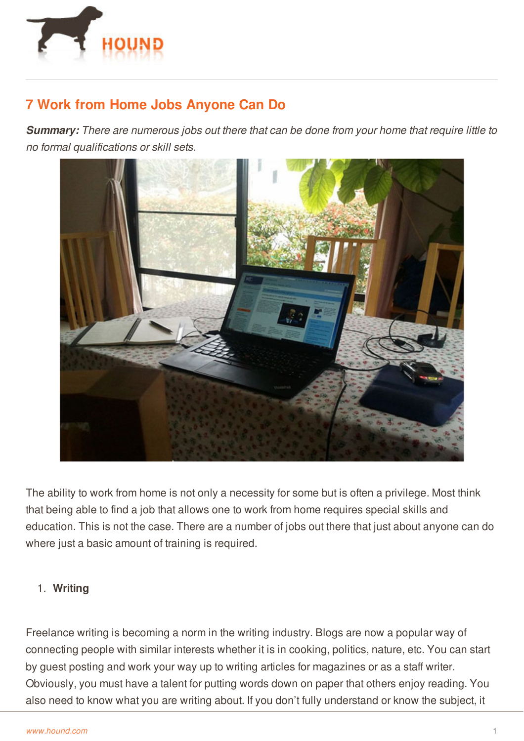# 7 Work from Home Jobs Anyone Can Do

***Summary:*** *There are numerous jobs out there that can be done from your home that require little to no formal qualifications or skill sets.*

The ability to work from home is not only a necessity for some but is often a privilege. Most think that being able to find a job that allows one to work from home requires special skills and education. This is not the case. There are a number of jobs out there that just about anyone can do where just a basic amount of training is required.

1. **Writing**

Freelance writing is becoming a norm in the writing industry. Blogs are now a popular way of connecting people with similar interests whether it is in cooking, politics, nature, etc. You can start by guest posting and work your way up to writing articles for magazines or as a staff writer. Obviously, you must have a talent for putting words down on paper that others enjoy reading. You also need to know what you are writing about. If you don't fully understand or know the subject, it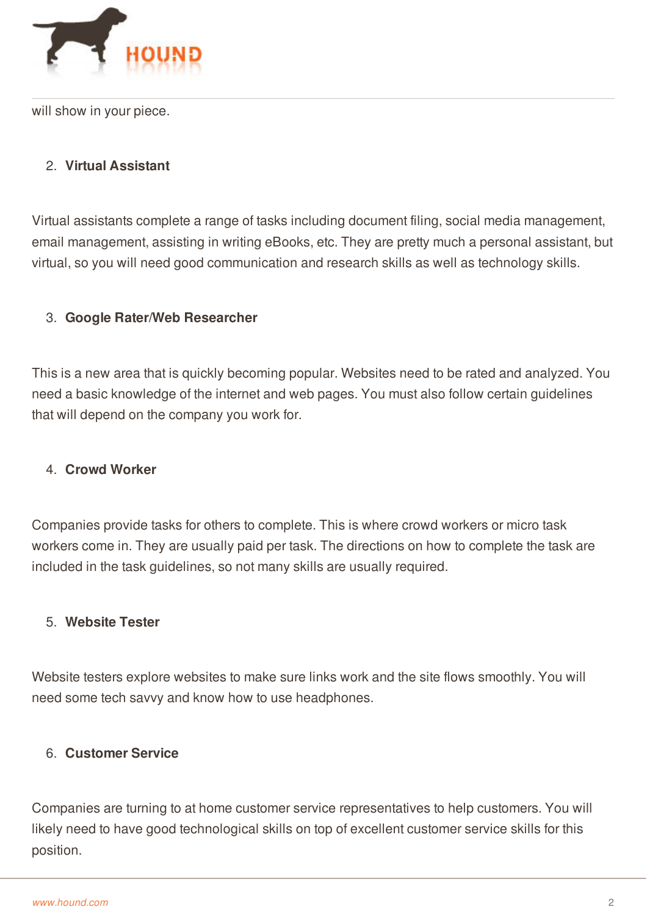will show in your piece.

2. **Virtual Assistant**

Virtual assistants complete a range of tasks including document filing, social media management, email management, assisting in writing eBooks, etc. They are pretty much a personal assistant, but virtual, so you will need good communication and research skills as well as technology skills.

3. **Google Rater/Web Researcher**

This is a new area that is quickly becoming popular. Websites need to be rated and analyzed. You need a basic knowledge of the internet and web pages. You must also follow certain guidelines that will depend on the company you work for.

4. **Crowd Worker**

Companies provide tasks for others to complete. This is where crowd workers or micro task workers come in. They are usually paid per task. The directions on how to complete the task are included in the task guidelines, so not many skills are usually required.

5. **Website Tester**

Website testers explore websites to make sure links work and the site flows smoothly. You will need some tech savvy and know how to use headphones.

6. **Customer Service**

Companies are turning to at home customer service representatives to help customers. You will likely need to have good technological skills on top of excellent customer service skills for this position.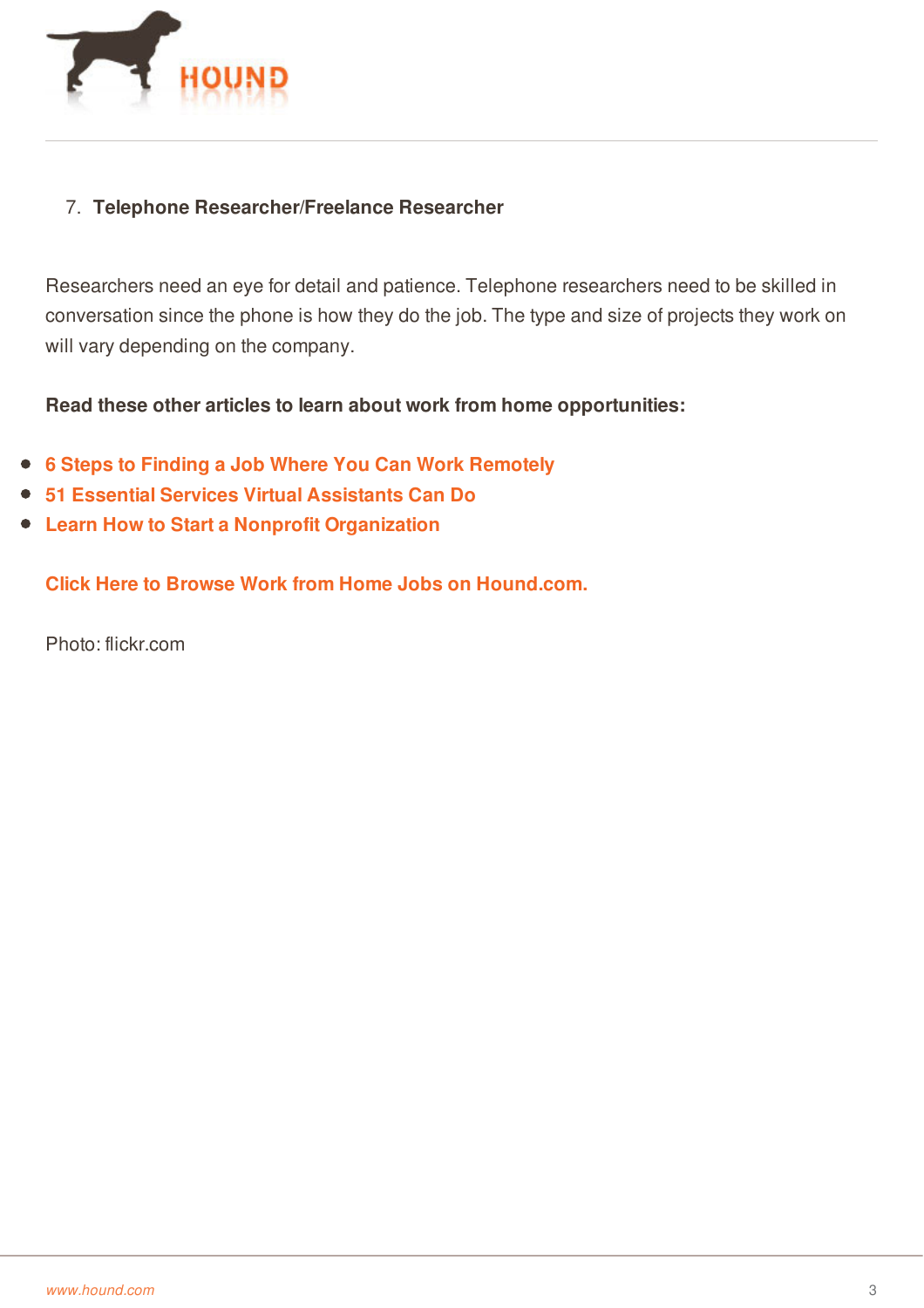7. **Telephone Researcher/Freelance Researcher**

Researchers need an eye for detail and patience. Telephone researchers need to be skilled in conversation since the phone is how they do the job. The type and size of projects they work on will vary depending on the company.

**Read these other articles to learn about work from home opportunities:**

- **6 Steps to Finding a Job Where You Can Work Remotely**
- **51 Essential Services Virtual Assistants Can Do**
- **Learn How to Start a Nonprofit Organization**

**Click Here to Browse Work from Home Jobs on Hound.com.**

Photo: flickr.com